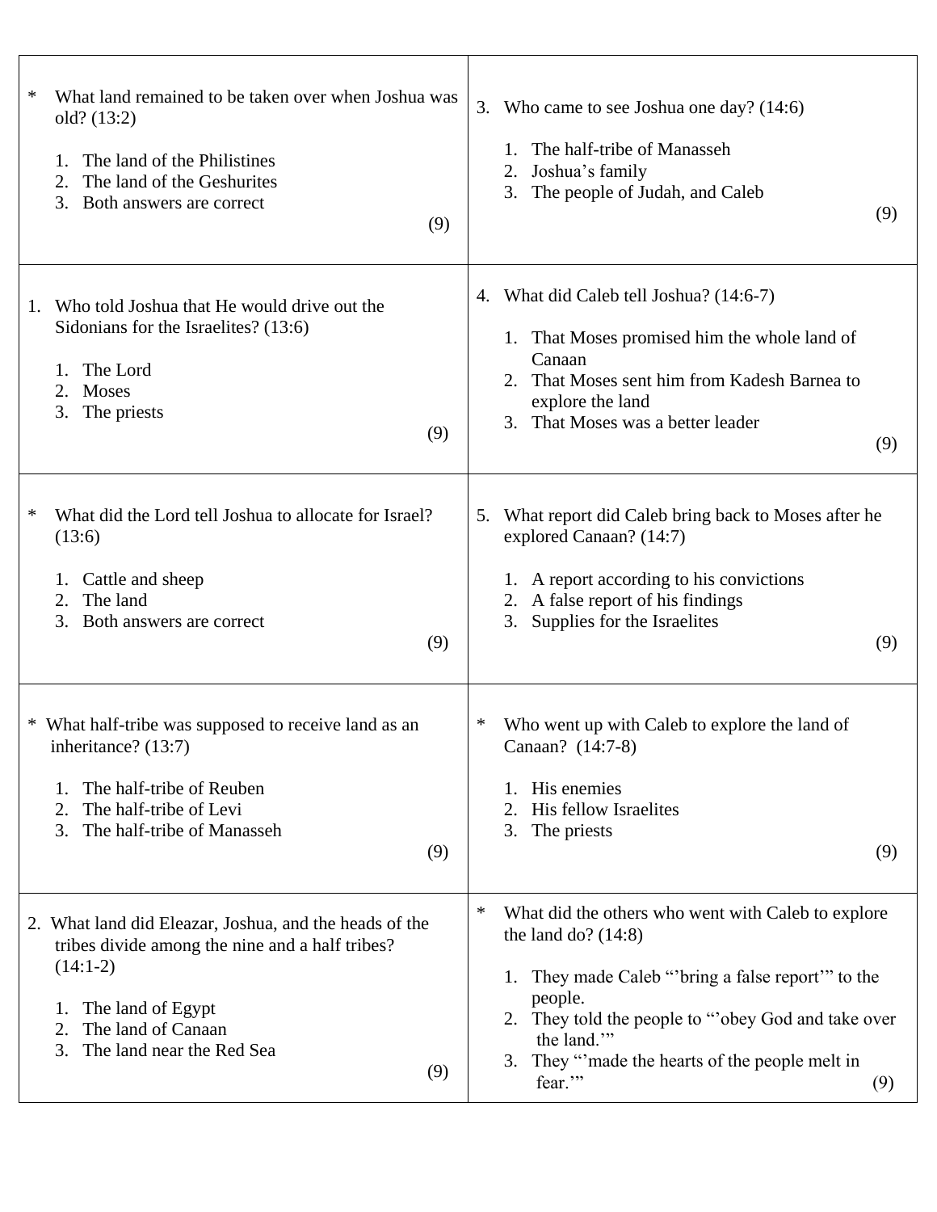\* What land remained to be taken over when Joshua was old? (13:2)

1. The land of the Philistines
2. The land of the Geshurites
3. Both answers are correct

(9)

---

1. Who told Joshua that He would drive out the Sidonians for the Israelites? (13:6)

   1. The Lord
   2. Moses
   3. The priests

(9)

---

\* What did the Lord tell Joshua to allocate for Israel? (13:6)

1. Cattle and sheep
2. The land
3. Both answers are correct

(9)

---

\* What half-tribe was supposed to receive land as an inheritance? (13:7)

1. The half-tribe of Reuben
2. The half-tribe of Levi
3. The half-tribe of Manasseh

(9)

---

2. What land did Eleazar, Joshua, and the heads of the tribes divide among the nine and a half tribes? (14:1-2)

   1. The land of Egypt
   2. The land of Canaan
   3. The land near the Red Sea

(9)

---

3. Who came to see Joshua one day? (14:6)

   1. The half-tribe of Manasseh
   2. Joshua's family
   3. The people of Judah, and Caleb

(9)

---

4. What did Caleb tell Joshua? (14:6-7)

   1. That Moses promised him the whole land of Canaan
   2. That Moses sent him from Kadesh Barnea to explore the land
   3. That Moses was a better leader

(9)

---

5. What report did Caleb bring back to Moses after he explored Canaan? (14:7)

   1. A report according to his convictions
   2. A false report of his findings
   3. Supplies for the Israelites

(9)

---

\* Who went up with Caleb to explore the land of Canaan? (14:7-8)

1. His enemies
2. His fellow Israelites
3. The priests

(9)

---

\* What did the others who went with Caleb to explore the land do? (14:8)

1. They made Caleb "'bring a false report'" to the people.
2. They told the people to "'obey God and take over the land.'"
3. They "'made the hearts of the people melt in fear.'"

(9)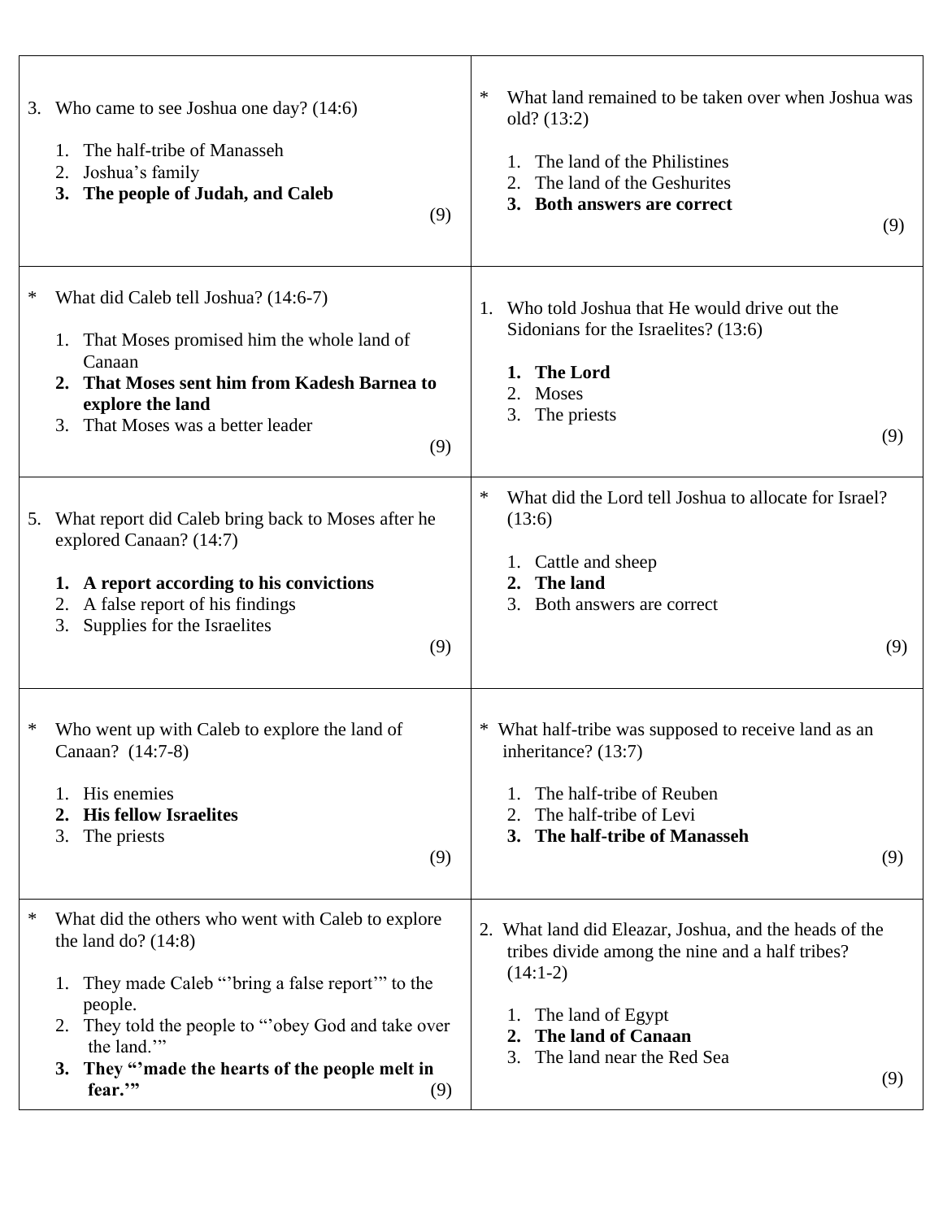| | |
|---|---|
| 3. Who came to see Joshua one day? (14:6)<br><br>1. The half-tribe of Manasseh<br>2. Joshua's family<br>**3. The people of Judah, and Caleb**<br><br>(9) | * What land remained to be taken over when Joshua was old? (13:2)<br><br>1. The land of the Philistines<br>2. The land of the Geshurites<br>**3. Both answers are correct**<br><br>(9) |
| * What did Caleb tell Joshua? (14:6-7)<br><br>1. That Moses promised him the whole land of Canaan<br>**2. That Moses sent him from Kadesh Barnea to explore the land**<br>3. That Moses was a better leader<br><br>(9) | 1. Who told Joshua that He would drive out the Sidonians for the Israelites? (13:6)<br><br>**1. The Lord**<br>2. Moses<br>3. The priests<br><br>(9) |
| 5. What report did Caleb bring back to Moses after he explored Canaan? (14:7)<br><br>**1. A report according to his convictions**<br>2. A false report of his findings<br>3. Supplies for the Israelites<br><br>(9) | * What did the Lord tell Joshua to allocate for Israel? (13:6)<br><br>1. Cattle and sheep<br>**2. The land**<br>3. Both answers are correct<br><br>(9) |
| * Who went up with Caleb to explore the land of Canaan? (14:7-8)<br><br>1. His enemies<br>**2. His fellow Israelites**<br>3. The priests<br><br>(9) | * What half-tribe was supposed to receive land as an inheritance? (13:7)<br><br>1. The half-tribe of Reuben<br>2. The half-tribe of Levi<br>**3. The half-tribe of Manasseh**<br><br>(9) |
| * What did the others who went with Caleb to explore the land do? (14:8)<br><br>1. They made Caleb "'bring a false report'" to the people.<br>2. They told the people to "'obey God and take over the land.'"<br>**3. They "'made the hearts of the people melt in fear.'"**<br><br>(9) | 2. What land did Eleazar, Joshua, and the heads of the tribes divide among the nine and a half tribes? (14:1-2)<br><br>1. The land of Egypt<br>**2. The land of Canaan**<br>3. The land near the Red Sea<br><br>(9) |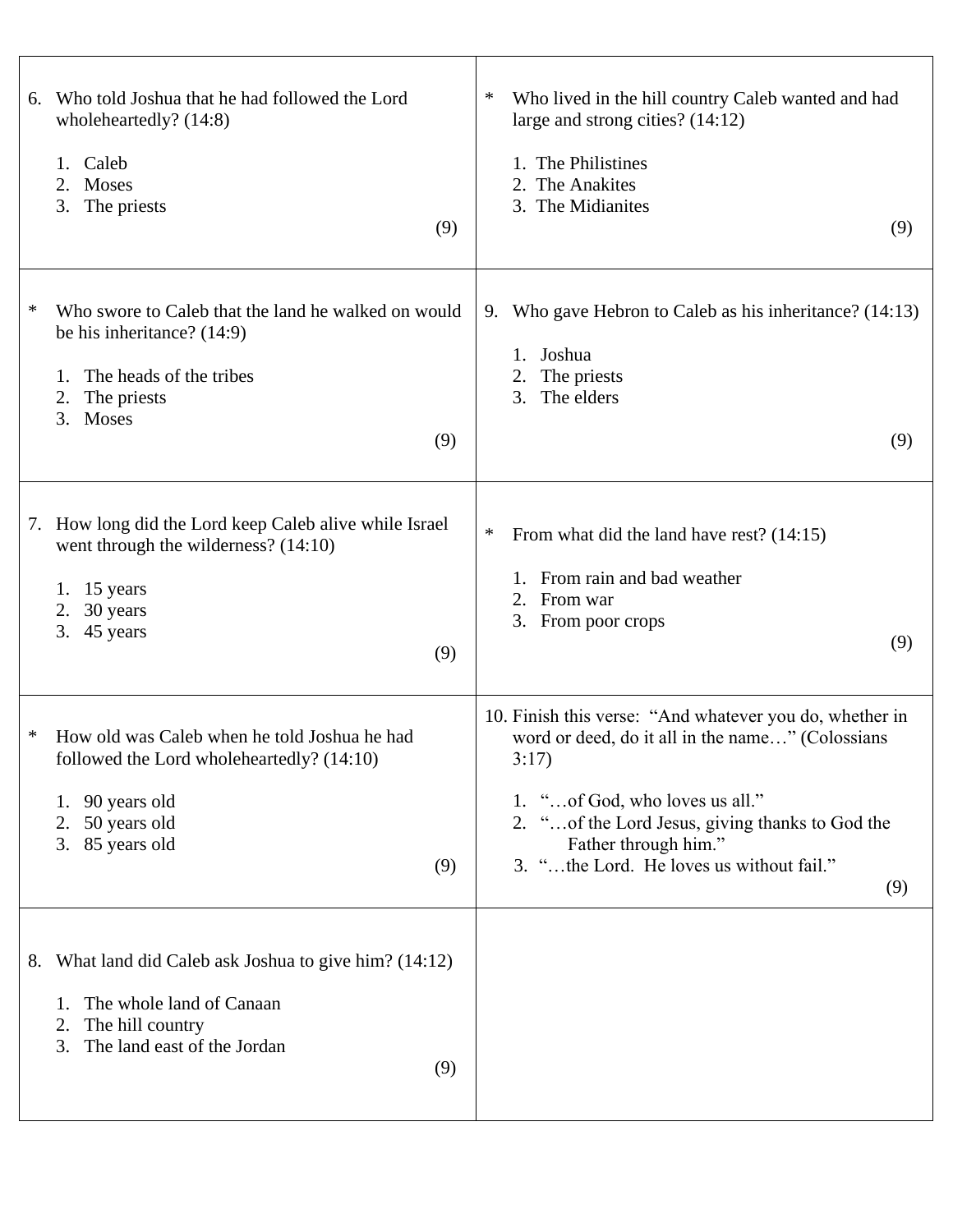6. Who told Joshua that he had followed the Lord wholeheartedly? (14:8)

   1. Caleb
   2. Moses
   3. The priests

   (9)

* Who swore to Caleb that the land he walked on would be his inheritance? (14:9)

   1. The heads of the tribes
   2. The priests
   3. Moses

   (9)

7. How long did the Lord keep Caleb alive while Israel went through the wilderness? (14:10)

   1. 15 years
   2. 30 years
   3. 45 years

   (9)

* How old was Caleb when he told Joshua he had followed the Lord wholeheartedly? (14:10)

   1. 90 years old
   2. 50 years old
   3. 85 years old

   (9)

8. What land did Caleb ask Joshua to give him? (14:12)

   1. The whole land of Canaan
   2. The hill country
   3. The land east of the Jordan

   (9)

* Who lived in the hill country Caleb wanted and had large and strong cities? (14:12)

   1. The Philistines
   2. The Anakites
   3. The Midianites

   (9)

9. Who gave Hebron to Caleb as his inheritance? (14:13)

   1. Joshua
   2. The priests
   3. The elders

   (9)

* From what did the land have rest? (14:15)

   1. From rain and bad weather
   2. From war
   3. From poor crops

   (9)

10. Finish this verse: "And whatever you do, whether in word or deed, do it all in the name…" (Colossians 3:17)

   1. "…of God, who loves us all."
   2. "…of the Lord Jesus, giving thanks to God the Father through him."
   3. "…the Lord. He loves us without fail."

   (9)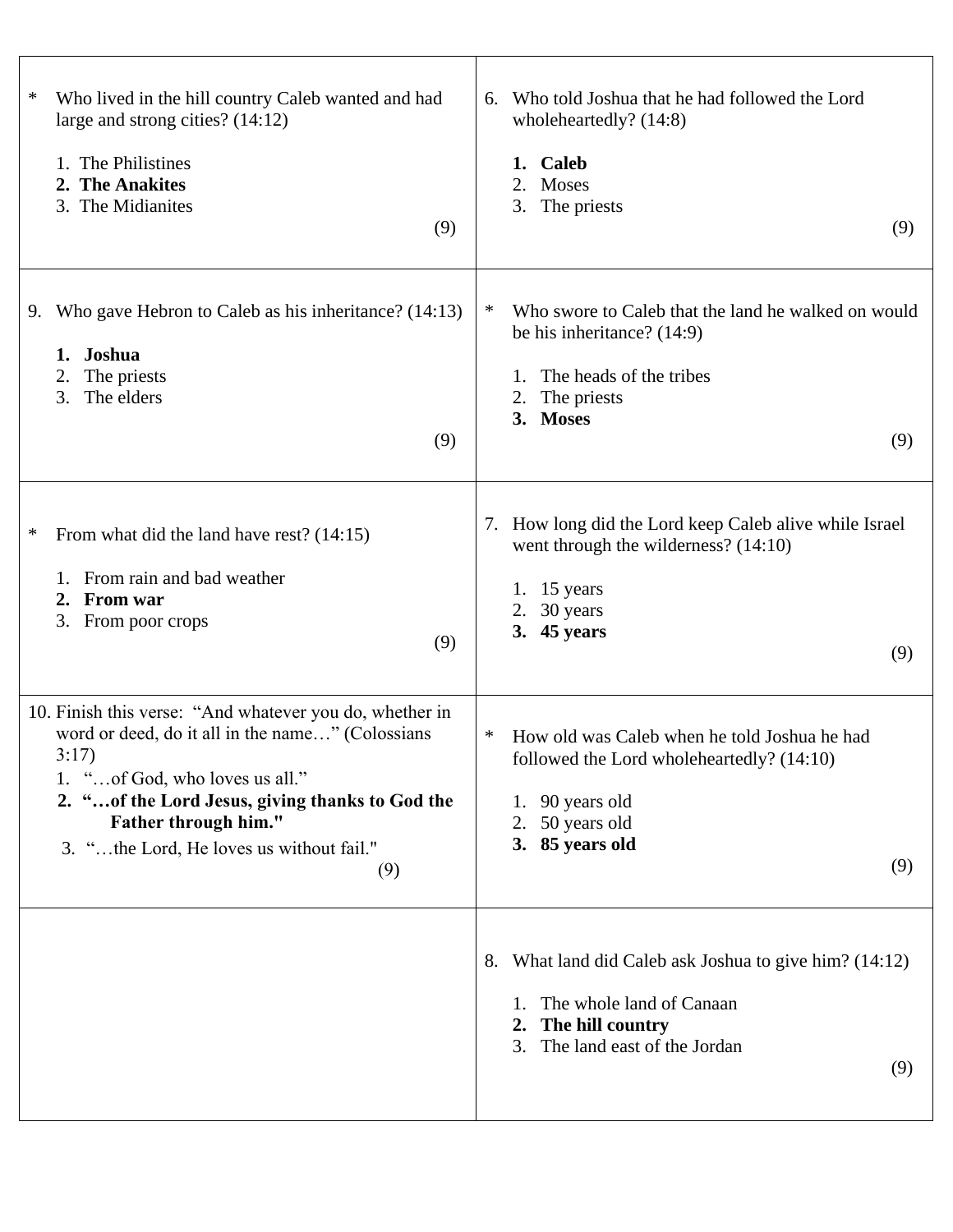\* Who lived in the hill country Caleb wanted and had large and strong cities? (14:12)

1. The Philistines
2. **The Anakites**
3. The Midianites

(9)

6. Who told Joshua that he had followed the Lord wholeheartedly? (14:8)

1. **Caleb**
2. Moses
3. The priests

(9)

9. Who gave Hebron to Caleb as his inheritance? (14:13)

1. **Joshua**
2. The priests
3. The elders

(9)

\* Who swore to Caleb that the land he walked on would be his inheritance? (14:9)

1. The heads of the tribes
2. The priests
3. **Moses**

(9)

\* From what did the land have rest? (14:15)

1. From rain and bad weather
2. **From war**
3. From poor crops

(9)

7. How long did the Lord keep Caleb alive while Israel went through the wilderness? (14:10)

1. 15 years
2. 30 years
3. **45 years**

(9)

10. Finish this verse: "And whatever you do, whether in word or deed, do it all in the name…" (Colossians 3:17)

1. "…of God, who loves us all."
2. **"…of the Lord Jesus, giving thanks to God the Father through him."**
3. "…the Lord, He loves us without fail."

(9)

\* How old was Caleb when he told Joshua he had followed the Lord wholeheartedly? (14:10)

1. 90 years old
2. 50 years old
3. **85 years old**

(9)

8. What land did Caleb ask Joshua to give him? (14:12)

1. The whole land of Canaan
2. **The hill country**
3. The land east of the Jordan

(9)